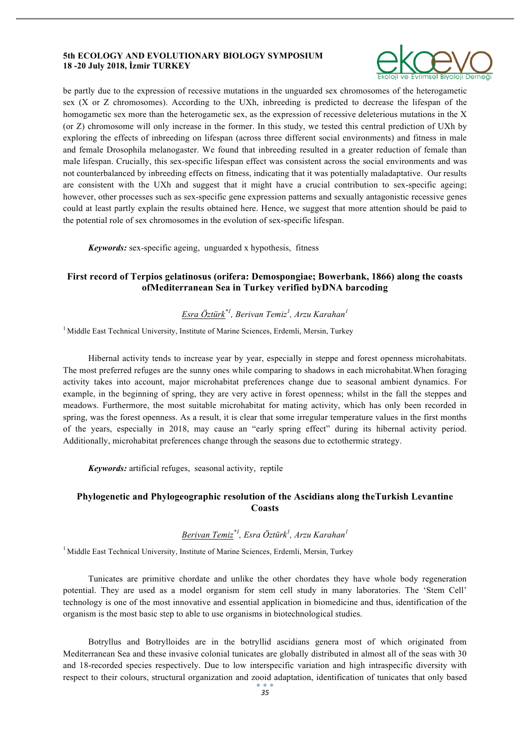be partly due to the expression of recessive mutations in the unguarded sex chromosomes of the heterogametic sex (X or Z chromosomes). According to the UXh, inbreeding is predicted to decrease the lifespan of the homogametic sex more than the heterogametic sex, as the expression of recessive deleterious mutations in the X (or Z) chromosome will only increase in the former. In this study, we tested this central prediction of UXh by exploring the effects of inbreeding on lifespan (across three different social environments) and fitness in male and female Drosophila melanogaster. We found that inbreeding resulted in a greater reduction of female than male lifespan. Crucially, this sex-specific lifespan effect was consistent across the social environments and was not counterbalanced by inbreeding effects on fitness, indicating that it was potentially maladaptative. Our results are consistent with the UXh and suggest that it might have a crucial contribution to sex-specific ageing; however, other processes such as sex-specific gene expression patterns and sexually antagonistic recessive genes could at least partly explain the results obtained here. Hence, we suggest that more attention should be paid to the potential role of sex chromosomes in the evolution of sex-specific lifespan.

***Keywords:*** sex-specific ageing, unguarded x hypothesis, fitness

## First record of Terpios gelatinosus (orifera: Demospongiae; Bowerbank, 1866) along the coasts ofMediterranean Sea in Turkey verified byDNA barcoding

Esra Öztürk*[1], Berivan Temiz[1], Arzu Karahan[1]

[1] Middle East Technical University, Institute of Marine Sciences, Erdemli, Mersin, Turkey

Hibernal activity tends to increase year by year, especially in steppe and forest openness microhabitats. The most preferred refuges are the sunny ones while comparing to shadows in each microhabitat.When foraging activity takes into account, major microhabitat preferences change due to seasonal ambient dynamics. For example, in the beginning of spring, they are very active in forest openness; whilst in the fall the steppes and meadows. Furthermore, the most suitable microhabitat for mating activity, which has only been recorded in spring, was the forest openness. As a result, it is clear that some irregular temperature values in the first months of the years, especially in 2018, may cause an "early spring effect" during its hibernal activity period. Additionally, microhabitat preferences change through the seasons due to ectothermic strategy.

***Keywords:*** artificial refuges, seasonal activity, reptile

## Phylogenetic and Phylogeographic resolution of the Ascidians along theTurkish Levantine Coasts

Berivan Temiz*[1], Esra Öztürk[1], Arzu Karahan[1]

[1] Middle East Technical University, Institute of Marine Sciences, Erdemli, Mersin, Turkey

Tunicates are primitive chordate and unlike the other chordates they have whole body regeneration potential. They are used as a model organism for stem cell study in many laboratories. The 'Stem Cell' technology is one of the most innovative and essential application in biomedicine and thus, identification of the organism is the most basic step to able to use organisms in biotechnological studies.

Botryllus and Botrylloides are in the botryllid ascidians genera most of which originated from Mediterranean Sea and these invasive colonial tunicates are globally distributed in almost all of the seas with 30 and 18-recorded species respectively. Due to low interspecific variation and high intraspecific diversity with respect to their colours, structural organization and zooid adaptation, identification of tunicates that only based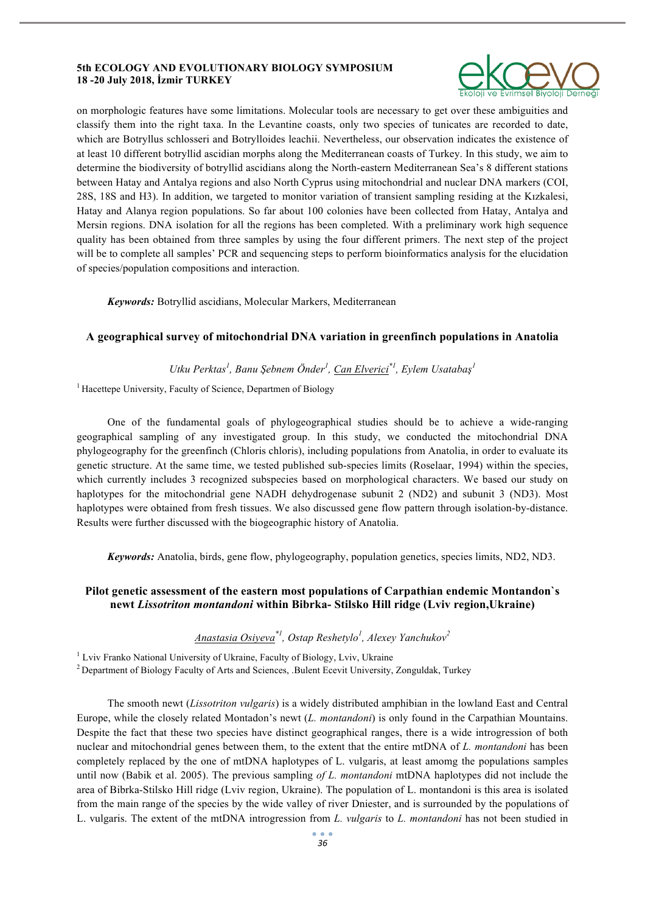on morphologic features have some limitations. Molecular tools are necessary to get over these ambiguities and classify them into the right taxa. In the Levantine coasts, only two species of tunicates are recorded to date, which are Botryllus schlosseri and Botrylloides leachii. Nevertheless, our observation indicates the existence of at least 10 different botryllid ascidian morphs along the Mediterranean coasts of Turkey. In this study, we aim to determine the biodiversity of botryllid ascidians along the North-eastern Mediterranean Sea's 8 different stations between Hatay and Antalya regions and also North Cyprus using mitochondrial and nuclear DNA markers (COI, 28S, 18S and H3). In addition, we targeted to monitor variation of transient sampling residing at the Kızkalesi, Hatay and Alanya region populations. So far about 100 colonies have been collected from Hatay, Antalya and Mersin regions. DNA isolation for all the regions has been completed. With a preliminary work high sequence quality has been obtained from three samples by using the four different primers. The next step of the project will be to complete all samples' PCR and sequencing steps to perform bioinformatics analysis for the elucidation of species/population compositions and interaction.

***Keywords:*** Botryllid ascidians, Molecular Markers, Mediterranean

## A geographical survey of mitochondrial DNA variation in greenfinch populations in Anatolia

*Utku Perktas[1], Banu Şebnem Önder[1], Can Elverici[*1], Eylem Usatabaş[1]*

[1] Hacettepe University, Faculty of Science, Departmen of Biology

One of the fundamental goals of phylogeographical studies should be to achieve a wide-ranging geographical sampling of any investigated group. In this study, we conducted the mitochondrial DNA phylogeography for the greenfinch (Chloris chloris), including populations from Anatolia, in order to evaluate its genetic structure. At the same time, we tested published sub-species limits (Roselaar, 1994) within the species, which currently includes 3 recognized subspecies based on morphological characters. We based our study on haplotypes for the mitochondrial gene NADH dehydrogenase subunit 2 (ND2) and subunit 3 (ND3). Most haplotypes were obtained from fresh tissues. We also discussed gene flow pattern through isolation-by-distance. Results were further discussed with the biogeographic history of Anatolia.

***Keywords:*** Anatolia, birds, gene flow, phylogeography, population genetics, species limits, ND2, ND3.

## Pilot genetic assessment of the eastern most populations of Carpathian endemic Montandon`s newt *Lissotriton montandoni* within Bibrka- Stilsko Hill ridge (Lviv region,Ukraine)

*Anastasia Osiyeva[*1], Ostap Reshetylo[1], Alexey Yanchukov[2]*

[1] Lviv Franko National University of Ukraine, Faculty of Biology, Lviv, Ukraine
[2] Department of Biology Faculty of Arts and Sciences, .Bulent Ecevit University, Zonguldak, Turkey

The smooth newt (*Lissotriton vulgaris*) is a widely distributed amphibian in the lowland East and Central Europe, while the closely related Montadon's newt (*L. montandoni*) is only found in the Carpathian Mountains. Despite the fact that these two species have distinct geographical ranges, there is a wide introgression of both nuclear and mitochondrial genes between them, to the extent that the entire mtDNA of *L. montandoni* has been completely replaced by the one of mtDNA haplotypes of L. vulgaris, at least amomg the populations samples until now (Babik et al. 2005). The previous sampling *of L. montandoni* mtDNA haplotypes did not include the area of Bibrka-Stilsko Hill ridge (Lviv region, Ukraine). The population of L. montandoni is this area is isolated from the main range of the species by the wide valley of river Dniester, and is surrounded by the populations of L. vulgaris. The extent of the mtDNA introgression from *L. vulgaris* to *L. montandoni* has not been studied in